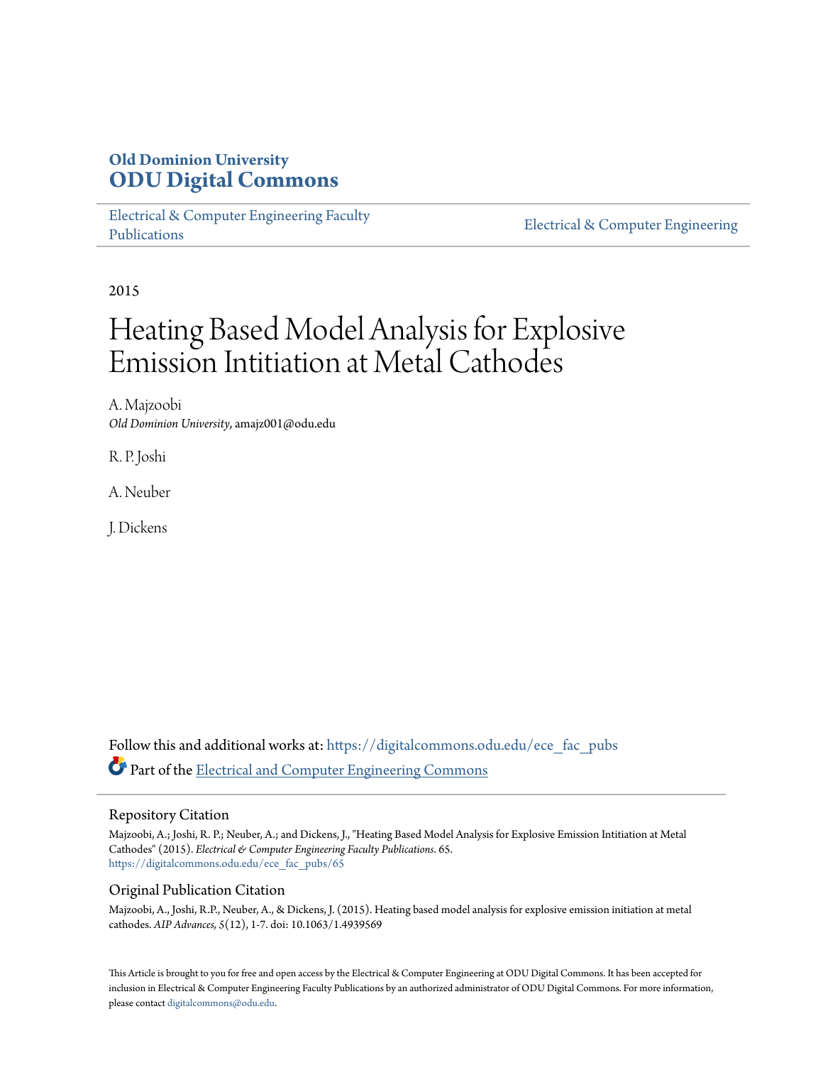**Old Dominion University**
# ODU Digital Commons

Electrical & Computer Engineering Faculty Publications | Electrical & Computer Engineering

2015

# Heating Based Model Analysis for Explosive Emission Intitiation at Metal Cathodes

A. Majzoobi
*Old Dominion University*, amajz001@odu.edu

R. P. Joshi

A. Neuber

J. Dickens

Follow this and additional works at: https://digitalcommons.odu.edu/ece_fac_pubs

Part of the Electrical and Computer Engineering Commons

## Repository Citation

Majzoobi, A.; Joshi, R. P.; Neuber, A.; and Dickens, J., "Heating Based Model Analysis for Explosive Emission Intitiation at Metal Cathodes" (2015). *Electrical & Computer Engineering Faculty Publications*. 65.
https://digitalcommons.odu.edu/ece_fac_pubs/65

## Original Publication Citation

Majzoobi, A., Joshi, R.P., Neuber, A., & Dickens, J. (2015). Heating based model analysis for explosive emission initiation at metal cathodes. *AIP Advances, 5*(12), 1-7. doi: 10.1063/1.4939569

This Article is brought to you for free and open access by the Electrical & Computer Engineering at ODU Digital Commons. It has been accepted for inclusion in Electrical & Computer Engineering Faculty Publications by an authorized administrator of ODU Digital Commons. For more information, please contact digitalcommons@odu.edu.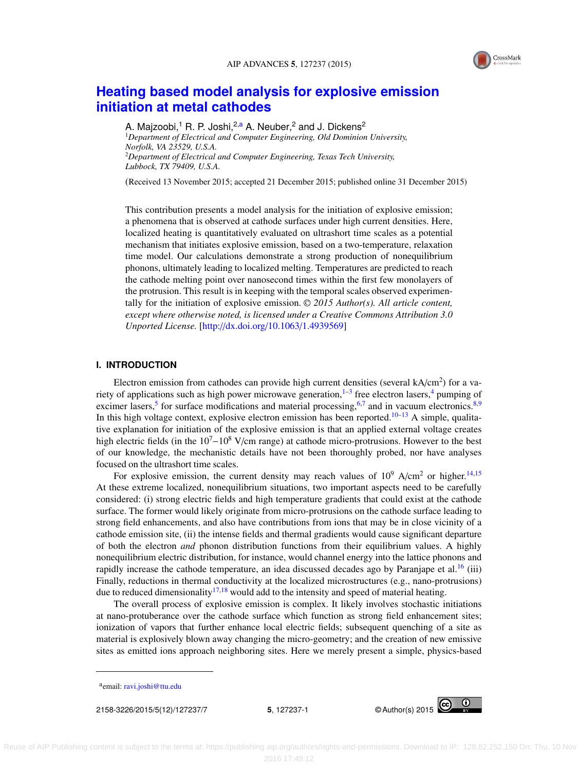# Heating based model analysis for explosive emission initiation at metal cathodes

A. Majzoobi,[1] R. P. Joshi,[2,a] A. Neuber,[2] and J. Dickens[2]

[1]*Department of Electrical and Computer Engineering, Old Dominion University, Norfolk, VA 23529, U.S.A.*

[2]*Department of Electrical and Computer Engineering, Texas Tech University, Lubbock, TX 79409, U.S.A.*

(Received 13 November 2015; accepted 21 December 2015; published online 31 December 2015)

This contribution presents a model analysis for the initiation of explosive emission; a phenomena that is observed at cathode surfaces under high current densities. Here, localized heating is quantitatively evaluated on ultrashort time scales as a potential mechanism that initiates explosive emission, based on a two-temperature, relaxation time model. Our calculations demonstrate a strong production of nonequilibrium phonons, ultimately leading to localized melting. Temperatures are predicted to reach the cathode melting point over nanosecond times within the first few monolayers of the protrusion. This result is in keeping with the temporal scales observed experimentally for the initiation of explosive emission. © *2015 Author(s). All article content, except where otherwise noted, is licensed under a Creative Commons Attribution 3.0 Unported License.* [http://dx.doi.org/10.1063/1.4939569]

## I. INTRODUCTION

Electron emission from cathodes can provide high current densities (several kA/cm$^2$) for a variety of applications such as high power microwave generation,[1–3] free electron lasers,[4] pumping of excimer lasers,[5] for surface modifications and material processing,[6,7] and in vacuum electronics.[8,9] In this high voltage context, explosive electron emission has been reported.[10–13] A simple, qualitative explanation for initiation of the explosive emission is that an applied external voltage creates high electric fields (in the $10^7$–$10^8$ V/cm range) at cathode micro-protrusions. However to the best of our knowledge, the mechanistic details have not been thoroughly probed, nor have analyses focused on the ultrashort time scales.

For explosive emission, the current density may reach values of $10^9$ A/cm$^2$ or higher.[14,15] At these extreme localized, nonequilibrium situations, two important aspects need to be carefully considered: (i) strong electric fields and high temperature gradients that could exist at the cathode surface. The former would likely originate from micro-protrusions on the cathode surface leading to strong field enhancements, and also have contributions from ions that may be in close vicinity of a cathode emission site, (ii) the intense fields and thermal gradients would cause significant departure of both the electron *and* phonon distribution functions from their equilibrium values. A highly nonequilibrium electric distribution, for instance, would channel energy into the lattice phonons and rapidly increase the cathode temperature, an idea discussed decades ago by Paranjape et al.[16] (iii) Finally, reductions in thermal conductivity at the localized microstructures (e.g., nano-protrusions) due to reduced dimensionality[17,18] would add to the intensity and speed of material heating.

The overall process of explosive emission is complex. It likely involves stochastic initiations at nano-protuberance over the cathode surface which function as strong field enhancement sites; ionization of vapors that further enhance local electric fields; subsequent quenching of a site as material is explosively blown away changing the micro-geometry; and the creation of new emissive sites as emitted ions approach neighboring sites. Here we merely present a simple, physics-based

[a]email: ravi.joshi@ttu.edu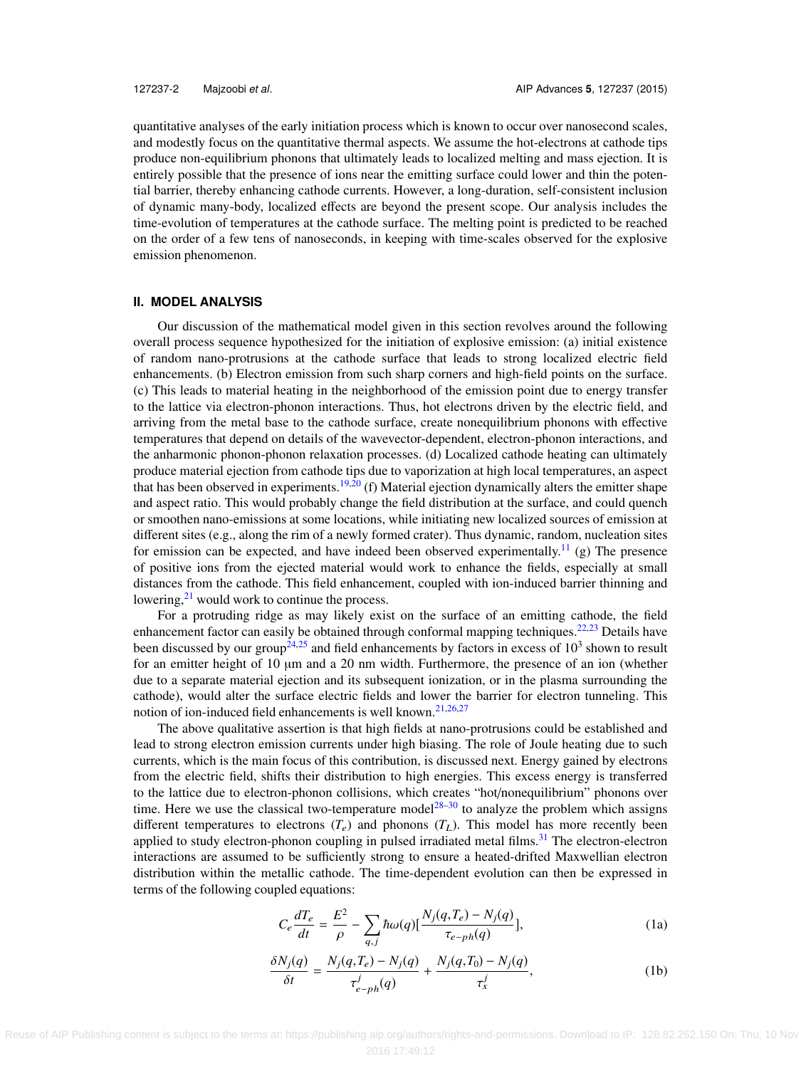quantitative analyses of the early initiation process which is known to occur over nanosecond scales, and modestly focus on the quantitative thermal aspects. We assume the hot-electrons at cathode tips produce non-equilibrium phonons that ultimately leads to localized melting and mass ejection. It is entirely possible that the presence of ions near the emitting surface could lower and thin the potential barrier, thereby enhancing cathode currents. However, a long-duration, self-consistent inclusion of dynamic many-body, localized effects are beyond the present scope. Our analysis includes the time-evolution of temperatures at the cathode surface. The melting point is predicted to be reached on the order of a few tens of nanoseconds, in keeping with time-scales observed for the explosive emission phenomenon.

## II. MODEL ANALYSIS

Our discussion of the mathematical model given in this section revolves around the following overall process sequence hypothesized for the initiation of explosive emission: (a) initial existence of random nano-protrusions at the cathode surface that leads to strong localized electric field enhancements. (b) Electron emission from such sharp corners and high-field points on the surface. (c) This leads to material heating in the neighborhood of the emission point due to energy transfer to the lattice via electron-phonon interactions. Thus, hot electrons driven by the electric field, and arriving from the metal base to the cathode surface, create nonequilibrium phonons with effective temperatures that depend on details of the wavevector-dependent, electron-phonon interactions, and the anharmonic phonon-phonon relaxation processes. (d) Localized cathode heating can ultimately produce material ejection from cathode tips due to vaporization at high local temperatures, an aspect that has been observed in experiments.[19,20] (f) Material ejection dynamically alters the emitter shape and aspect ratio. This would probably change the field distribution at the surface, and could quench or smoothen nano-emissions at some locations, while initiating new localized sources of emission at different sites (e.g., along the rim of a newly formed crater). Thus dynamic, random, nucleation sites for emission can be expected, and have indeed been observed experimentally.[11] (g) The presence of positive ions from the ejected material would work to enhance the fields, especially at small distances from the cathode. This field enhancement, coupled with ion-induced barrier thinning and lowering,[21] would work to continue the process.

For a protruding ridge as may likely exist on the surface of an emitting cathode, the field enhancement factor can easily be obtained through conformal mapping techniques.[22,23] Details have been discussed by our group[24,25] and field enhancements by factors in excess of $10^3$ shown to result for an emitter height of 10 μm and a 20 nm width. Furthermore, the presence of an ion (whether due to a separate material ejection and its subsequent ionization, or in the plasma surrounding the cathode), would alter the surface electric fields and lower the barrier for electron tunneling. This notion of ion-induced field enhancements is well known.[21,26,27]

The above qualitative assertion is that high fields at nano-protrusions could be established and lead to strong electron emission currents under high biasing. The role of Joule heating due to such currents, which is the main focus of this contribution, is discussed next. Energy gained by electrons from the electric field, shifts their distribution to high energies. This excess energy is transferred to the lattice due to electron-phonon collisions, which creates "hot/nonequilibrium" phonons over time. Here we use the classical two-temperature model[28–30] to analyze the problem which assigns different temperatures to electrons ($T_e$) and phonons ($T_L$). This model has more recently been applied to study electron-phonon coupling in pulsed irradiated metal films.[31] The electron-electron interactions are assumed to be sufficiently strong to ensure a heated-drifted Maxwellian electron distribution within the metallic cathode. The time-dependent evolution can then be expressed in terms of the following coupled equations:

$$C_e \frac{dT_e}{dt} = \frac{E^2}{\rho} - \sum_{q,j} \hbar\omega(q)\left[\frac{N_j(q,T_e) - N_j(q)}{\tau_{e-ph}(q)}\right], \tag{1a}$$

$$\frac{\delta N_j(q)}{\delta t} = \frac{N_j(q,T_e) - N_j(q)}{\tau^j_{e-ph}(q)} + \frac{N_j(q,T_0) - N_j(q)}{\tau^j_x}, \tag{1b}$$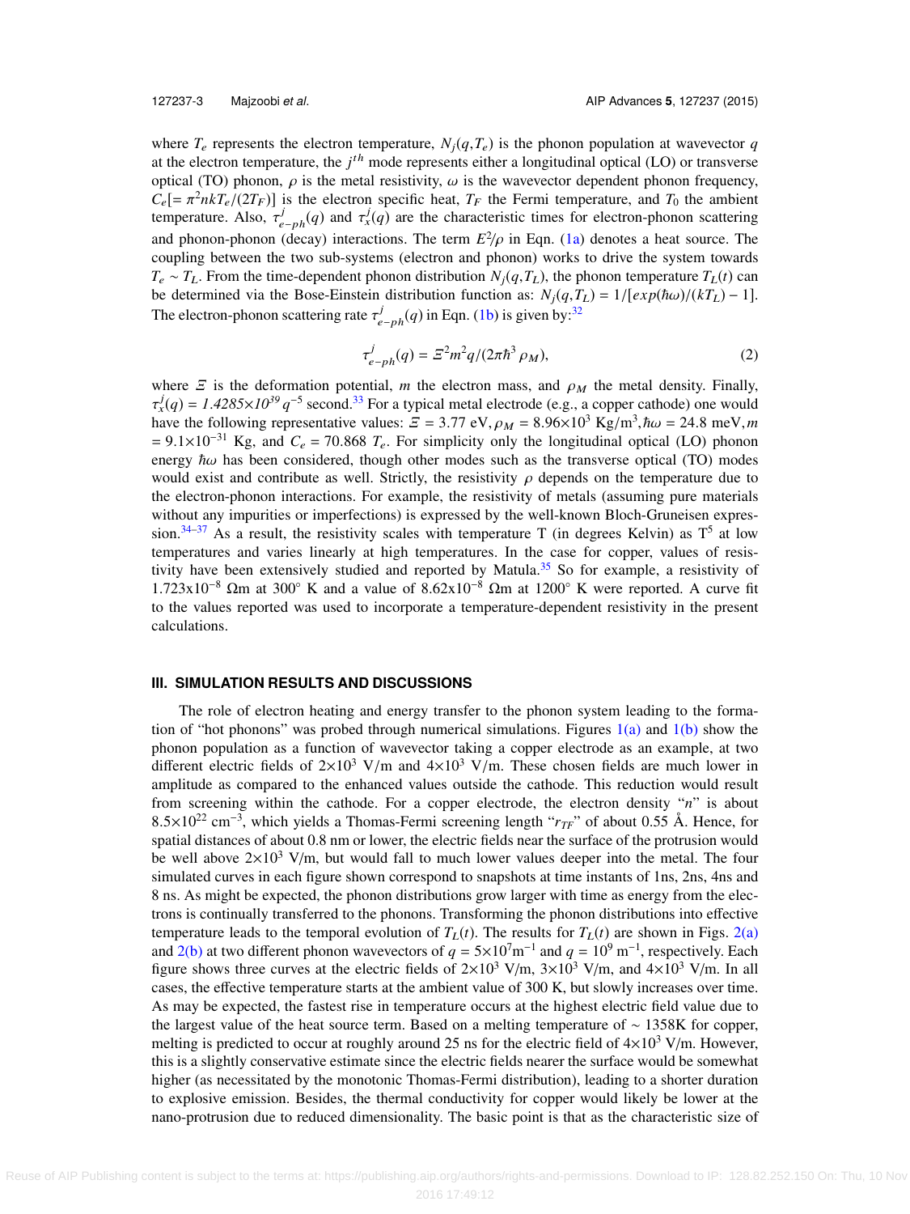where $T_e$ represents the electron temperature, $N_j(q,T_e)$ is the phonon population at wavevector $q$ at the electron temperature, the $j^{th}$ mode represents either a longitudinal optical (LO) or transverse optical (TO) phonon, $\rho$ is the metal resistivity, $\omega$ is the wavevector dependent phonon frequency, $C_e[= \pi^2 nkT_e/(2T_F)]$ is the electron specific heat, $T_F$ the Fermi temperature, and $T_0$ the ambient temperature. Also, $\tau^j_{e-ph}(q)$ and $\tau^j_x(q)$ are the characteristic times for electron-phonon scattering and phonon-phonon (decay) interactions. The term $E^2/\rho$ in Eqn. (1a) denotes a heat source. The coupling between the two sub-systems (electron and phonon) works to drive the system towards $T_e \sim T_L$. From the time-dependent phonon distribution $N_j(q,T_L)$, the phonon temperature $T_L(t)$ can be determined via the Bose-Einstein distribution function as: $N_j(q,T_L) = 1/[exp(\hbar\omega)/(kT_L) - 1]$. The electron-phonon scattering rate $\tau^j_{e-ph}(q)$ in Eqn. (1b) is given by:[32]

$$\tau^j_{e-ph}(q) = \Xi^2 m^2 q/(2\pi\hbar^3 \rho_M), \tag{2}$$

where $\Xi$ is the deformation potential, $m$ the electron mass, and $\rho_M$ the metal density. Finally, $\tau^j_x(q) = 1.4285\times10^{39}\, q^{-5}$ second.[33] For a typical metal electrode (e.g., a copper cathode) one would have the following representative values: $\Xi = 3.77$ eV, $\rho_M = 8.96\times10^3$ Kg/m$^3$, $\hbar\omega = 24.8$ meV, $m = 9.1\times10^{-31}$ Kg, and $C_e = 70.868\ T_e$. For simplicity only the longitudinal optical (LO) phonon energy $\hbar\omega$ has been considered, though other modes such as the transverse optical (TO) modes would exist and contribute as well. Strictly, the resistivity $\rho$ depends on the temperature due to the electron-phonon interactions. For example, the resistivity of metals (assuming pure materials without any impurities or imperfections) is expressed by the well-known Bloch-Gruneisen expression.[34–37] As a result, the resistivity scales with temperature T (in degrees Kelvin) as $T^5$ at low temperatures and varies linearly at high temperatures. In the case for copper, values of resistivity have been extensively studied and reported by Matula.[35] So for example, a resistivity of $1.723\times10^{-8}$ Ωm at 300° K and a value of $8.62\times10^{-8}$ Ωm at 1200° K were reported. A curve fit to the values reported was used to incorporate a temperature-dependent resistivity in the present calculations.

## III. SIMULATION RESULTS AND DISCUSSIONS

The role of electron heating and energy transfer to the phonon system leading to the formation of "hot phonons" was probed through numerical simulations. Figures 1(a) and 1(b) show the phonon population as a function of wavevector taking a copper electrode as an example, at two different electric fields of $2\times10^3$ V/m and $4\times10^3$ V/m. These chosen fields are much lower in amplitude as compared to the enhanced values outside the cathode. This reduction would result from screening within the cathode. For a copper electrode, the electron density "$n$" is about $8.5\times10^{22}$ cm$^{-3}$, which yields a Thomas-Fermi screening length "$r_{TF}$" of about 0.55 Å. Hence, for spatial distances of about 0.8 nm or lower, the electric fields near the surface of the protrusion would be well above $2\times10^3$ V/m, but would fall to much lower values deeper into the metal. The four simulated curves in each figure shown correspond to snapshots at time instants of 1ns, 2ns, 4ns and 8 ns. As might be expected, the phonon distributions grow larger with time as energy from the electrons is continually transferred to the phonons. Transforming the phonon distributions into effective temperature leads to the temporal evolution of $T_L(t)$. The results for $T_L(t)$ are shown in Figs. 2(a) and 2(b) at two different phonon wavevectors of $q = 5\times10^7$m$^{-1}$ and $q = 10^9$ m$^{-1}$, respectively. Each figure shows three curves at the electric fields of $2\times10^3$ V/m, $3\times10^3$ V/m, and $4\times10^3$ V/m. In all cases, the effective temperature starts at the ambient value of 300 K, but slowly increases over time. As may be expected, the fastest rise in temperature occurs at the highest electric field value due to the largest value of the heat source term. Based on a melting temperature of ~ 1358K for copper, melting is predicted to occur at roughly around 25 ns for the electric field of $4\times10^3$ V/m. However, this is a slightly conservative estimate since the electric fields nearer the surface would be somewhat higher (as necessitated by the monotonic Thomas-Fermi distribution), leading to a shorter duration to explosive emission. Besides, the thermal conductivity for copper would likely be lower at the nano-protrusion due to reduced dimensionality. The basic point is that as the characteristic size of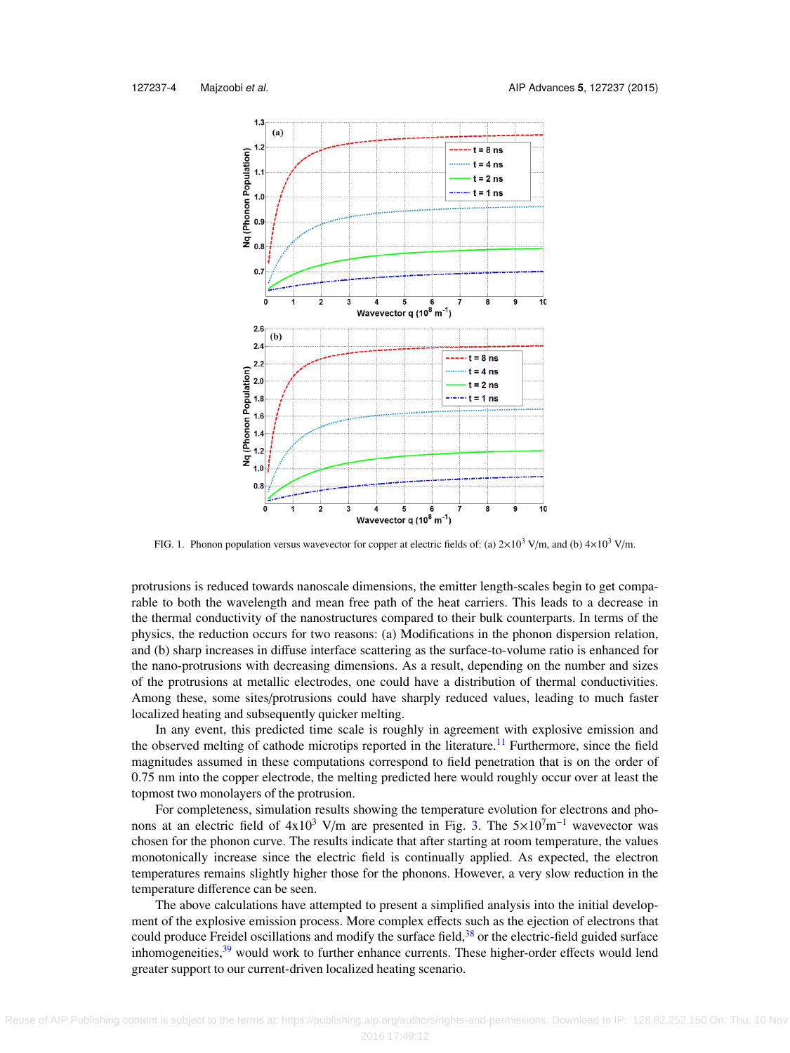FIG. 1. Phonon population versus wavevector for copper at electric fields of: (a) $2\times10^3$ V/m, and (b) $4\times10^3$ V/m.

protrusions is reduced towards nanoscale dimensions, the emitter length-scales begin to get comparable to both the wavelength and mean free path of the heat carriers. This leads to a decrease in the thermal conductivity of the nanostructures compared to their bulk counterparts. In terms of the physics, the reduction occurs for two reasons: (a) Modifications in the phonon dispersion relation, and (b) sharp increases in diffuse interface scattering as the surface-to-volume ratio is enhanced for the nano-protrusions with decreasing dimensions. As a result, depending on the number and sizes of the protrusions at metallic electrodes, one could have a distribution of thermal conductivities. Among these, some sites/protrusions could have sharply reduced values, leading to much faster localized heating and subsequently quicker melting.

In any event, this predicted time scale is roughly in agreement with explosive emission and the observed melting of cathode microtips reported in the literature.[11] Furthermore, since the field magnitudes assumed in these computations correspond to field penetration that is on the order of 0.75 nm into the copper electrode, the melting predicted here would roughly occur over at least the topmost two monolayers of the protrusion.

For completeness, simulation results showing the temperature evolution for electrons and phonons at an electric field of $4\text{x}10^3$ V/m are presented in Fig. 3. The $5\times10^7\text{m}^{-1}$ wavevector was chosen for the phonon curve. The results indicate that after starting at room temperature, the values monotonically increase since the electric field is continually applied. As expected, the electron temperatures remains slightly higher those for the phonons. However, a very slow reduction in the temperature difference can be seen.

The above calculations have attempted to present a simplified analysis into the initial development of the explosive emission process. More complex effects such as the ejection of electrons that could produce Freidel oscillations and modify the surface field,[38] or the electric-field guided surface inhomogeneities,[39] would work to further enhance currents. These higher-order effects would lend greater support to our current-driven localized heating scenario.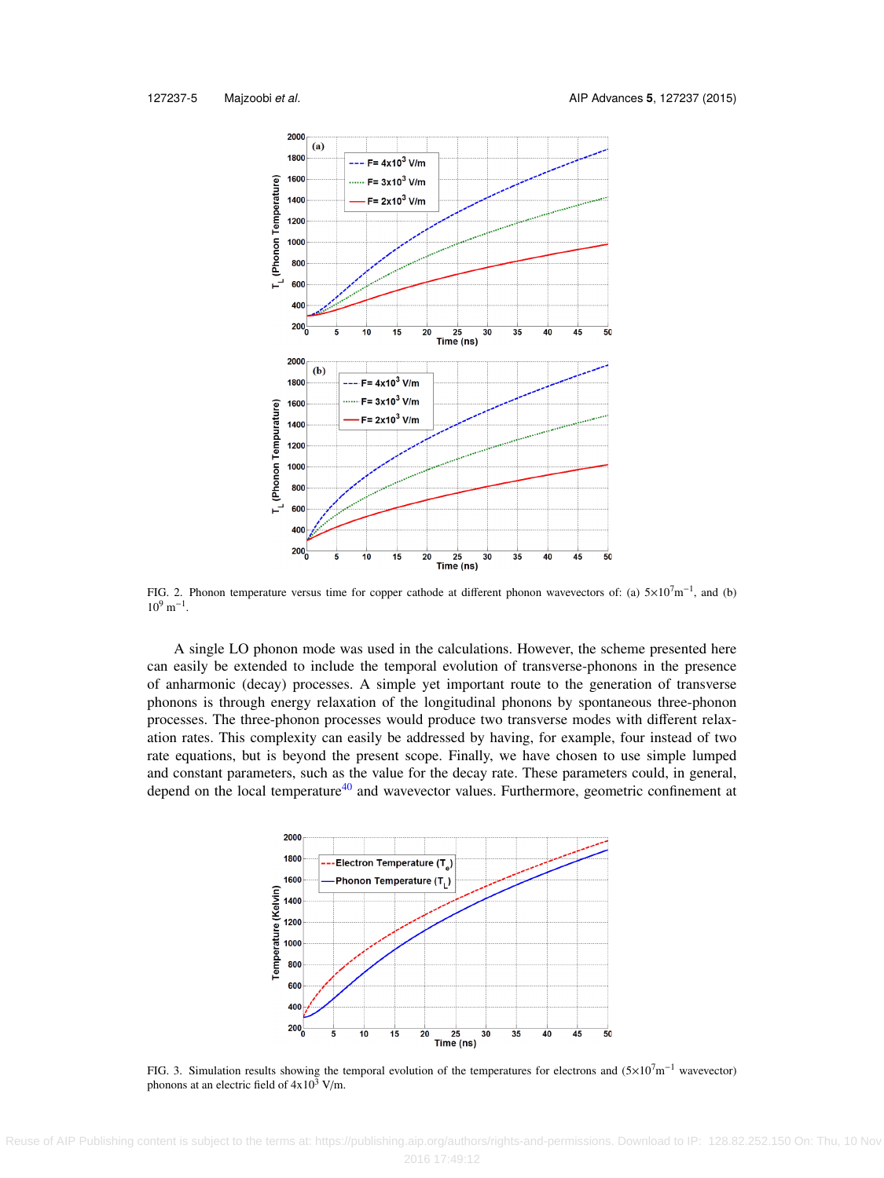FIG. 2. Phonon temperature versus time for copper cathode at different phonon wavevectors of: (a) $5\times10^7$m$^{-1}$, and (b) $10^9$ m$^{-1}$.

A single LO phonon mode was used in the calculations. However, the scheme presented here can easily be extended to include the temporal evolution of transverse-phonons in the presence of anharmonic (decay) processes. A simple yet important route to the generation of transverse phonons is through energy relaxation of the longitudinal phonons by spontaneous three-phonon processes. The three-phonon processes would produce two transverse modes with different relaxation rates. This complexity can easily be addressed by having, for example, four instead of two rate equations, but is beyond the present scope. Finally, we have chosen to use simple lumped and constant parameters, such as the value for the decay rate. These parameters could, in general, depend on the local temperature[40] and wavevector values. Furthermore, geometric confinement at

FIG. 3. Simulation results showing the temporal evolution of the temperatures for electrons and ($5\times10^7$m$^{-1}$ wavevector) phonons at an electric field of $4\times10^3$ V/m.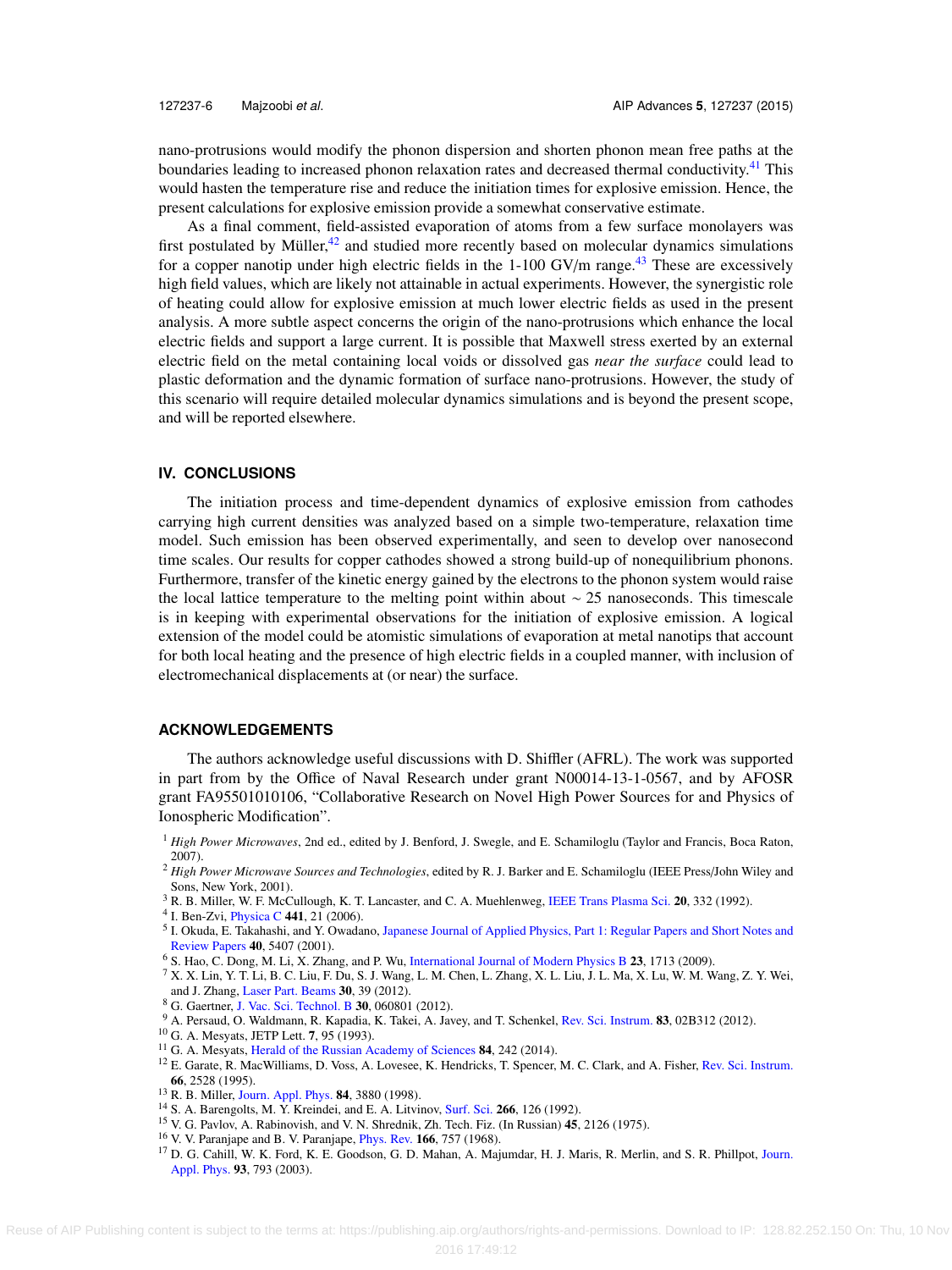nano-protrusions would modify the phonon dispersion and shorten phonon mean free paths at the boundaries leading to increased phonon relaxation rates and decreased thermal conductivity.[41] This would hasten the temperature rise and reduce the initiation times for explosive emission. Hence, the present calculations for explosive emission provide a somewhat conservative estimate.

As a final comment, field-assisted evaporation of atoms from a few surface monolayers was first postulated by Müller,[42] and studied more recently based on molecular dynamics simulations for a copper nanotip under high electric fields in the 1-100 GV/m range.[43] These are excessively high field values, which are likely not attainable in actual experiments. However, the synergistic role of heating could allow for explosive emission at much lower electric fields as used in the present analysis. A more subtle aspect concerns the origin of the nano-protrusions which enhance the local electric fields and support a large current. It is possible that Maxwell stress exerted by an external electric field on the metal containing local voids or dissolved gas *near the surface* could lead to plastic deformation and the dynamic formation of surface nano-protrusions. However, the study of this scenario will require detailed molecular dynamics simulations and is beyond the present scope, and will be reported elsewhere.

## IV. CONCLUSIONS

The initiation process and time-dependent dynamics of explosive emission from cathodes carrying high current densities was analyzed based on a simple two-temperature, relaxation time model. Such emission has been observed experimentally, and seen to develop over nanosecond time scales. Our results for copper cathodes showed a strong build-up of nonequilibrium phonons. Furthermore, transfer of the kinetic energy gained by the electrons to the phonon system would raise the local lattice temperature to the melting point within about $\sim 25$ nanoseconds. This timescale is in keeping with experimental observations for the initiation of explosive emission. A logical extension of the model could be atomistic simulations of evaporation at metal nanotips that account for both local heating and the presence of high electric fields in a coupled manner, with inclusion of electromechanical displacements at (or near) the surface.

## ACKNOWLEDGEMENTS

The authors acknowledge useful discussions with D. Shiffler (AFRL). The work was supported in part from by the Office of Naval Research under grant N00014-13-1-0567, and by AFOSR grant FA95501010106, "Collaborative Research on Novel High Power Sources for and Physics of Ionospheric Modification".

[1] *High Power Microwaves*, 2nd ed., edited by J. Benford, J. Swegle, and E. Schamiloglu (Taylor and Francis, Boca Raton, 2007).
[2] *High Power Microwave Sources and Technologies*, edited by R. J. Barker and E. Schamiloglu (IEEE Press/John Wiley and Sons, New York, 2001).
[3] R. B. Miller, W. F. McCullough, K. T. Lancaster, and C. A. Muehlenweg, IEEE Trans Plasma Sci. **20**, 332 (1992).
[4] I. Ben-Zvi, Physica C **441**, 21 (2006).
[5] I. Okuda, E. Takahashi, and Y. Owadano, Japanese Journal of Applied Physics, Part 1: Regular Papers and Short Notes and Review Papers **40**, 5407 (2001).
[6] S. Hao, C. Dong, M. Li, X. Zhang, and P. Wu, International Journal of Modern Physics B **23**, 1713 (2009).
[7] X. X. Lin, Y. T. Li, B. C. Liu, F. Du, S. J. Wang, L. M. Chen, L. Zhang, X. L. Liu, J. L. Ma, X. Lu, W. M. Wang, Z. Y. Wei, and J. Zhang, Laser Part. Beams **30**, 39 (2012).
[8] G. Gaertner, J. Vac. Sci. Technol. B **30**, 060801 (2012).
[9] A. Persaud, O. Waldmann, R. Kapadia, K. Takei, A. Javey, and T. Schenkel, Rev. Sci. Instrum. **83**, 02B312 (2012).
[10] G. A. Mesyats, JETP Lett. **7**, 95 (1993).
[11] G. A. Mesyats, Herald of the Russian Academy of Sciences **84**, 242 (2014).
[12] E. Garate, R. MacWilliams, D. Voss, A. Lovesee, K. Hendricks, T. Spencer, M. C. Clark, and A. Fisher, Rev. Sci. Instrum. **66**, 2528 (1995).
[13] R. B. Miller, Journ. Appl. Phys. **84**, 3880 (1998).
[14] S. A. Barengolts, M. Y. Kreindei, and E. A. Litvinov, Surf. Sci. **266**, 126 (1992).
[15] V. G. Pavlov, A. Rabinovish, and V. N. Shrednik, Zh. Tech. Fiz. (In Russian) **45**, 2126 (1975).
[16] V. V. Paranjape and B. V. Paranjape, Phys. Rev. **166**, 757 (1968).
[17] D. G. Cahill, W. K. Ford, K. E. Goodson, G. D. Mahan, A. Majumdar, H. J. Maris, R. Merlin, and S. R. Phillpot, Journ. Appl. Phys. **93**, 793 (2003).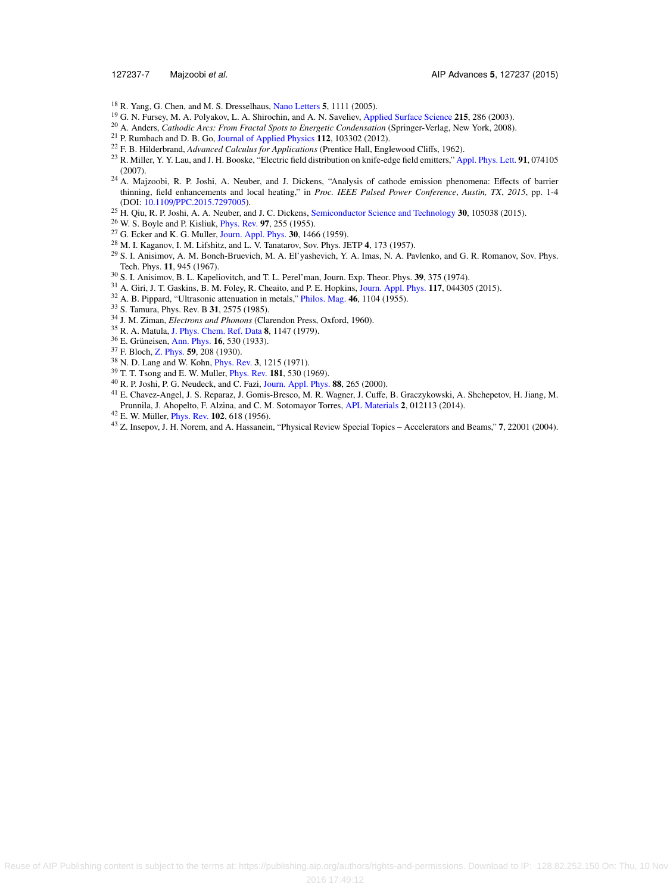[18] R. Yang, G. Chen, and M. S. Dresselhaus, Nano Letters **5**, 1111 (2005).

[19] G. N. Fursey, M. A. Polyakov, L. A. Shirochin, and A. N. Saveliev, Applied Surface Science **215**, 286 (2003).

[20] A. Anders, *Cathodic Arcs: From Fractal Spots to Energetic Condensation* (Springer-Verlag, New York, 2008).

[21] P. Rumbach and D. B. Go, Journal of Applied Physics **112**, 103302 (2012).

[22] F. B. Hilderbrand, *Advanced Calculus for Applications* (Prentice Hall, Englewood Cliffs, 1962).

[23] R. Miller, Y. Y. Lau, and J. H. Booske, "Electric field distribution on knife-edge field emitters," Appl. Phys. Lett. **91**, 074105 (2007).

[24] A. Majzoobi, R. P. Joshi, A. Neuber, and J. Dickens, "Analysis of cathode emission phenomena: Effects of barrier thinning, field enhancements and local heating," in *Proc. IEEE Pulsed Power Conference*, *Austin, TX*, *2015*, pp. 1-4 (DOI: 10.1109/PPC.2015.7297005).

[25] H. Qiu, R. P. Joshi, A. A. Neuber, and J. C. Dickens, Semiconductor Science and Technology **30**, 105038 (2015).

[26] W. S. Boyle and P. Kisliuk, Phys. Rev. **97**, 255 (1955).

[27] G. Ecker and K. G. Muller, Journ. Appl. Phys. **30**, 1466 (1959).

[28] M. I. Kaganov, I. M. Lifshitz, and L. V. Tanatarov, Sov. Phys. JETP **4**, 173 (1957).

[29] S. I. Anisimov, A. M. Bonch-Bruevich, M. A. El'yashevich, Y. A. Imas, N. A. Pavlenko, and G. R. Romanov, Sov. Phys. Tech. Phys. **11**, 945 (1967).

[30] S. I. Anisimov, B. L. Kapeliovitch, and T. L. Perel'man, Journ. Exp. Theor. Phys. **39**, 375 (1974).

[31] A. Giri, J. T. Gaskins, B. M. Foley, R. Cheaito, and P. E. Hopkins, Journ. Appl. Phys. **117**, 044305 (2015).

[32] A. B. Pippard, "Ultrasonic attenuation in metals," Philos. Mag. **46**, 1104 (1955).

[33] S. Tamura, Phys. Rev. B **31**, 2575 (1985).

[34] J. M. Ziman, *Electrons and Phonons* (Clarendon Press, Oxford, 1960).

[35] R. A. Matula, J. Phys. Chem. Ref. Data **8**, 1147 (1979).

[36] E. Grüneisen, Ann. Phys. **16**, 530 (1933).

[37] F. Bloch, Z. Phys. **59**, 208 (1930).

[38] N. D. Lang and W. Kohn, Phys. Rev. **3**, 1215 (1971).

[39] T. T. Tsong and E. W. Muller, Phys. Rev. **181**, 530 (1969).

[40] R. P. Joshi, P. G. Neudeck, and C. Fazi, Journ. Appl. Phys. **88**, 265 (2000).

[41] E. Chavez-Angel, J. S. Reparaz, J. Gomis-Bresco, M. R. Wagner, J. Cuffe, B. Graczykowski, A. Shchepetov, H. Jiang, M. Prunnila, J. Ahopelto, F. Alzina, and C. M. Sotomayor Torres, APL Materials **2**, 012113 (2014).

[42] E. W. Müller, Phys. Rev. **102**, 618 (1956).

[43] Z. Insepov, J. H. Norem, and A. Hassanein, "Physical Review Special Topics – Accelerators and Beams," **7**, 22001 (2004).